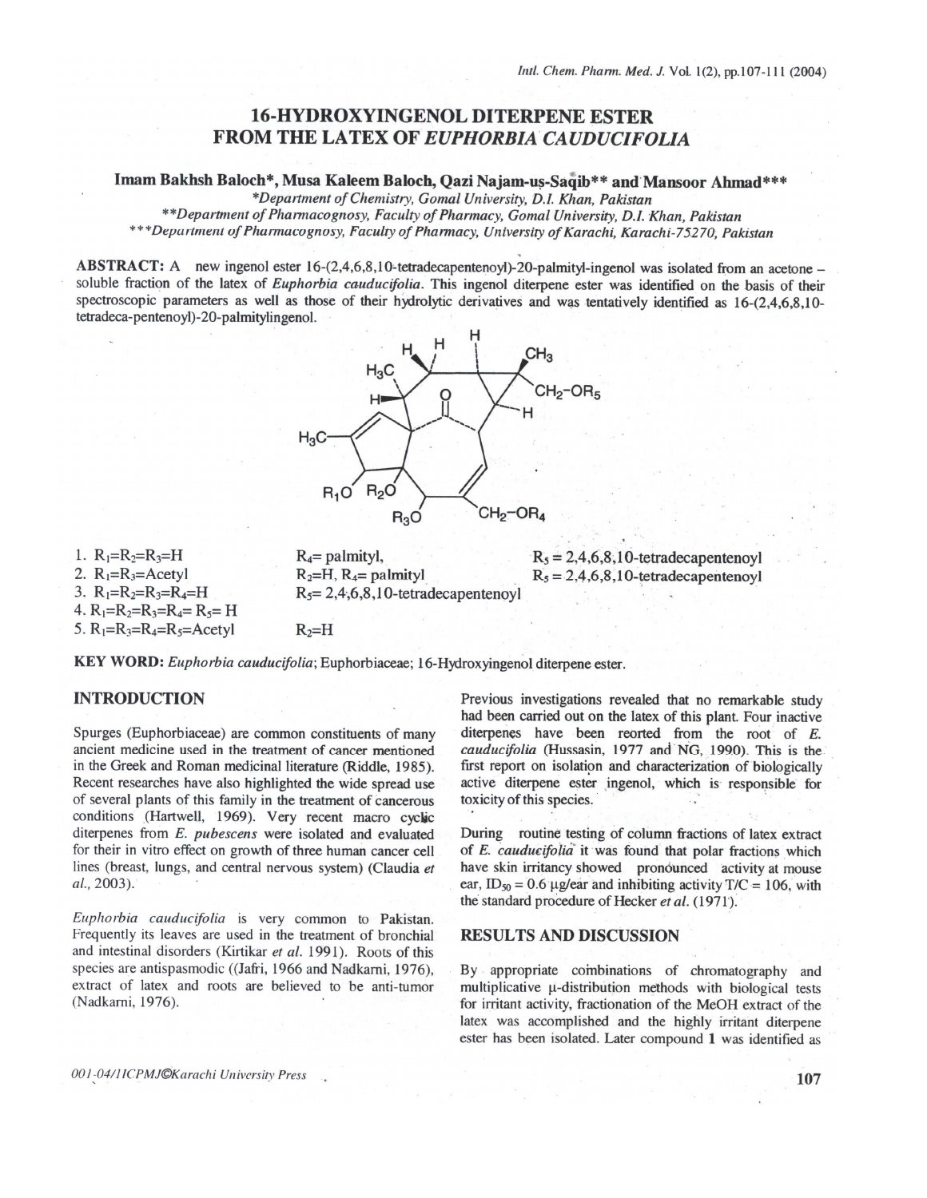# 16-HYDROXYINGENOL DITERPENE ESTER FROM THE LATEX OF *EUPHORBIA CAUDUCIFOLIA*

**Imam Bakhsh Baloch\*, Musa Kaleem Baloch, Qazi Najam-uṣ-Saqib\*\* and Mansoor Ahmad\*\*\***

*\*Department of Chemistry, Gomal University, D.I. Khan, Pakistan*
*\*\*Department of Pharmacognosy, Faculty of Pharmacy, Gomal University, D.I. Khan, Pakistan*
*\*\*\*Department of Pharmacognosy, Faculty of Pharmacy, University of Karachi, Karachi-75270, Pakistan*

**ABSTRACT:** A new ingenol ester 16-(2,4,6,8,10-tetradecapentenoyl)-20-palmityl-ingenol was isolated from an acetone – soluble fraction of the latex of *Euphorbia cauducifolia*. This ingenol diterpene ester was identified on the basis of their spectroscopic parameters as well as those of their hydrolytic derivatives and was tentatively identified as 16-(2,4,6,8,10-tetradeca-pentenoyl)-20-palmitylingenol.

1. $R_1$=$R_2$=$R_3$=H $R_4$= palmityl, $R_5$ = 2,4,6,8,10-tetradecapentenoyl
2. $R_1$=$R_3$=Acetyl $R_2$=H, $R_4$= palmityl $R_5$ = 2,4,6,8,10-tetradecapentenoyl
3. $R_1$=$R_2$=$R_3$=$R_4$=H $R_5$= 2,4,6,8,10-tetradecapentenoyl
4. $R_1$=$R_2$=$R_3$=$R_4$= $R_5$= H
5. $R_1$=$R_3$=$R_4$=$R_5$=Acetyl $R_2$=H

**KEY WORD:** *Euphorbia cauducifolia*; Euphorbiaceae; 16-Hydroxyingenol diterpene ester.

## INTRODUCTION

Spurges (Euphorbiaceae) are common constituents of many ancient medicine used in the treatment of cancer mentioned in the Greek and Roman medicinal literature (Riddle, 1985). Recent researches have also highlighted the wide spread use of several plants of this family in the treatment of cancerous conditions (Hartwell, 1969). Very recent macro cyclic diterpenes from *E. pubescens* were isolated and evaluated for their in vitro effect on growth of three human cancer cell lines (breast, lungs, and central nervous system) (Claudia *et al.*, 2003).

*Euphorbia cauducifolia* is very common to Pakistan. Frequently its leaves are used in the treatment of bronchial and intestinal disorders (Kirtikar *et al.* 1991). Roots of this species are antispasmodic ((Jafri, 1966 and Nadkarni, 1976), extract of latex and roots are believed to be anti-tumor (Nadkarni, 1976).

Previous investigations revealed that no remarkable study had been carried out on the latex of this plant. Four inactive diterpenes have been reorted from the root of *E. cauducifolia* (Hussasin, 1977 and NG, 1990). This is the first report on isolation and characterization of biologically active diterpene ingenol, which is responsible for toxicity of this species.

During routine testing of column fractions of latex extract of *E. cauducifolia* it was found that polar fractions which have skin irritancy showed pronounced activity at mouse ear, $ID_{50}$ = 0.6 μg/ear and inhibiting activity T/C = 106, with the standard procedure of Hecker *et al.* (1971).

## RESULTS AND DISCUSSION

By appropriate combinations of chromatography and multiplicative μ-distribution methods with biological tests for irritant activity, fractionation of the MeOH extract of the latex was accomplished and the highly irritant diterpene ester has been isolated. Later compound **1** was identified as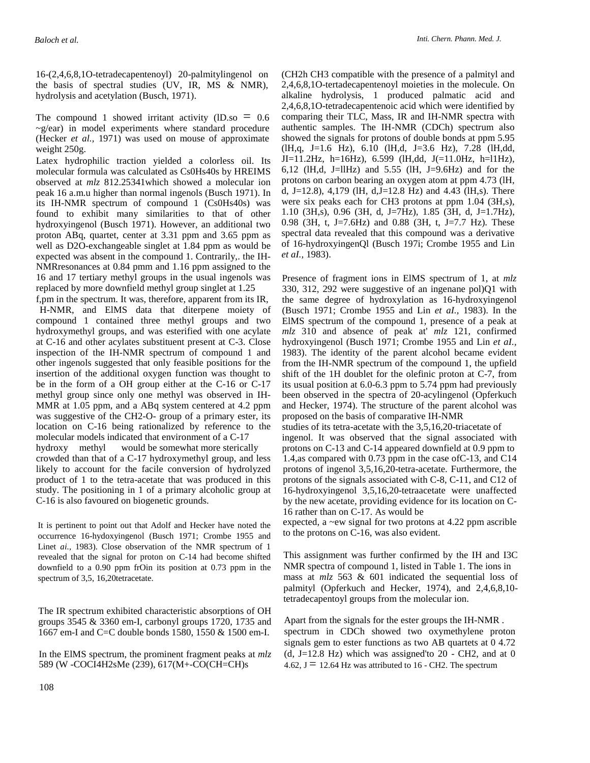16-(2,4,6,8,1O-tetradecapentenoyl) 20-palmitylingenol on the basis of spectral studies (UV, IR, MS & NMR), hydrolysis and acetylation (Busch, 1971).

The compound 1 showed irritant activity (lD.so = 0.6 ~g/ear) in model experiments where standard procedure (Hecker *et al.*, 1971) was used on mouse of approximate weight 250g.

Latex hydrophilic traction yielded a colorless oil. Its molecular formula was calculated as Cs0Hs40s by HREIMS observed at *mlz* 812.25341which showed a molecular ion peak 16 a.m.u higher than normal ingenols (Busch 1971). In its IH-NMR spectrum of compound 1 (Cs0Hs40s) was found to exhibit many similarities to that of other hydroxyingenol (Busch 1971). However, an additional two proton ABq, quartet, center at 3.31 ppm and 3.65 ppm as well as D2O-exchangeable singlet at 1.84 ppm as would be expected was absent in the compound 1. Contrarily,. the IH-NMRresonances at 0.84 pmm and 1.16 ppm assigned to the 16 and 17 tertiary methyl groups in the usual ingenols was replaced by more downfield methyl group singlet at 1.25 f,pm in the spectrum. It was, therefore, apparent from its IR, H-NMR, and ElMS data that diterpene moiety of compound 1 contained three methyl groups and two hydroxymethyl groups, and was esterified with one acylate at C-16 and other acylates substituent present at C-3. Close inspection of the IH-NMR spectrum of compound 1 and other ingenols suggested that only feasible positions for the insertion of the additional oxygen function was thought to be in the form of a OH group either at the C-16 or C-17 methyl group since only one methyl was observed in IH-MMR at 1.05 ppm, and a ABq system centered at 4.2 ppm was suggestive of the CH2-O- group of a primary ester, its location on C-16 being rationalized by reference to the molecular models indicated that environment of a C-17 hydroxy methyl would be somewhat more sterically crowded than that of a C-17 hydroxymethyl group, and less likely to account for the facile conversion of hydrolyzed product of 1 to the tetra-acetate that was produced in this study. The positioning in 1 of a primary alcoholic group at C-16 is also favoured on biogenetic grounds.

It is pertinent to point out that Adolf and Hecker have noted the occurrence 16-hydoxyingenol (Busch 1971; Crombe 1955 and Linet *ai.*, 1983). Close observation of the NMR spectrum of 1 revealed that the signal for proton on C-14 had become shifted downfield to a 0.90 ppm frOin its position at 0.73 ppm in the spectrum of 3,5, 16,20tetracetate.

The IR spectrum exhibited characteristic absorptions of OH groups 3545 & 3360 em-I, carbonyl groups 1720, 1735 and 1667 em-I and C=C double bonds 1580, 1550 & 1500 em-I.

In the ElMS spectrum, the prominent fragment peaks at *mlz* 589 (W -COCI4H2sMe (239), 617(M+-CO(CH=CH)s (CH2h CH3 compatible with the presence of a palmityl and 2,4,6,8,1O-tertadecapentenoyl moieties in the molecule. On alkaline hydrolysis, 1 produced palmatic acid and 2,4,6,8,1O-tetradecapentenoic acid which were identified by comparing their TLC, Mass, IR and IH-NMR spectra with authentic samples. The IH-NMR (CDCh) spectrum also showed the signals for protons of double bonds at ppm 5.95 (lH,q, J=1.6 Hz), 6.10 (lH,d, J=3.6 Hz), 7.28 (lH,dd, JI=11.2Hz, h=16Hz), 6.599 (lH,dd, J(=11.0Hz, h=l1Hz), 6,12 (lH,d, J=llHz) and 5.55 (lH, J=9.6Hz) and for the protons on carbon bearing an oxygen atom at ppm 4.73 (lH, d, J=12.8), 4,179 (lH, d,J=12.8 Hz) and 4.43 (lH,s). There were six peaks each for CH3 protons at ppm 1.04 (3H,s), 1.10 (3H,s), 0.96 (3H, d, J=7Hz), 1.85 (3H, d, J=1.7Hz), 0.98 (3H, t, J=7.6Hz) and 0.88 (3H, t, J=7.7 Hz). These spectral data revealed that this compound was a derivative of 16-hydroxyingenQl (Busch 197i; Crombe 1955 and Lin *et aI.*, 1983).

Presence of fragment ions in ElMS spectrum of 1, at *mlz* 330, 312, 292 were suggestive of an ingenane pol)Q1 with the same degree of hydroxylation as 16-hydroxyingenol (Busch 1971; Crombe 1955 and Lin *et aI.*, 1983). In the ElMS spectrum of the compound 1, presence of a peak at *mlz* 310 and absence of peak at' *mlz* 121, confirmed hydroxyingenol (Busch 1971; Crombe 1955 and Lin *et aI.*, 1983). The identity of the parent alcohol became evident from the IH-NMR spectrum of the compound 1, the upfield shift of the 1H doublet for the olefinic proton at C-7, from its usual position at 6.0-6.3 ppm to 5.74 ppm had previously been observed in the spectra of 20-acylingenol (Opferkuch and Hecker, 1974). The structure of the parent alcohol was proposed on the basis of comparative IH-NMR studies of its tetra-acetate with the 3,5,16,20-triacetate of ingenol. It was observed that the signal associated with protons on C-13 and C-14 appeared downfield at 0.9 ppm to 1.4,as compared with 0.73 ppm in the case ofC-13, and C14 protons of ingenol 3,5,16,20-tetra-acetate. Furthermore, the protons of the signals associated with C-8, C-11, and C12 of 16-hydroxyingenol 3,5,16,20-tetraacetate were unaffected by the new acetate, providing evidence for its location on C-16 rather than on C-17. As would be expected, a ~ew signal for two protons at 4.22 ppm ascrible to the protons on C-16, was also evident.

This assignment was further confirmed by the IH and I3C NMR spectra of compound 1, listed in Table 1. The ions in mass at *mlz* 563 & 601 indicated the sequential loss of palmityl (Opferkuch and Hecker, 1974), and 2,4,6,8,10-tetradecapentoyl groups from the molecular ion.

Apart from the signals for the ester groups the IH-NMR . spectrum in CDCh showed two oxymethylene proton signals gem to ester functions as two AB quartets at 0 4.72 (d, J=12.8 Hz) which was assigned'to 20 - CH2, and at 0 4.62, J = 12.64 Hz was attributed to 16 - CH2. The spectrum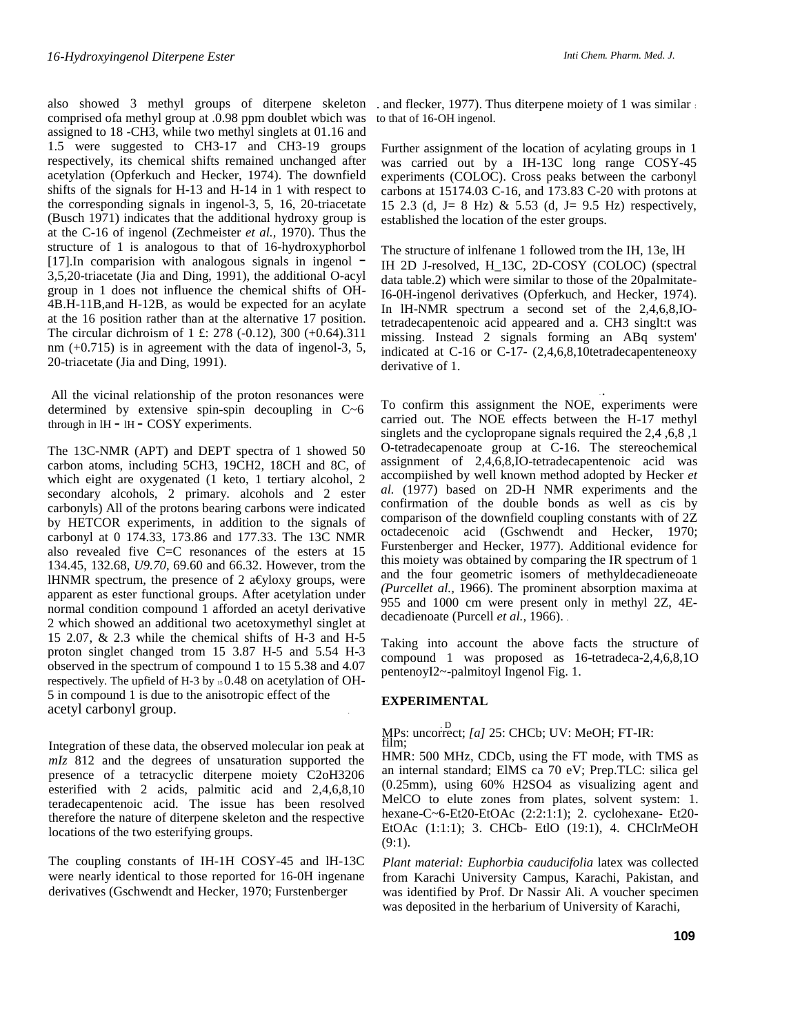also showed 3 methyl groups of diterpene skeleton comprised ofa methyl group at .0.98 ppm doublet wbich was assigned to 18 -CH3, while two methyl singlets at 01.16 and 1.5 were suggested to CH3-17 and CH3-19 groups respectively, its chemical shifts remained unchanged after acetylation (Opferkuch and Hecker, 1974). The downfield shifts of the signals for H-13 and H-14 in 1 with respect to the corresponding signals in ingenol-3, 5, 16, 20-triacetate (Busch 1971) indicates that the additional hydroxy group is at the C-16 of ingenol (Zechmeister *et al.,* 1970). Thus the structure of 1 is analogous to that of 16-hydroxyphorbol [17].In comparision with analogous signals in ingenol - 3,5,20-triacetate (Jia and Ding, 1991), the additional O-acyl group in 1 does not influence the chemical shifts of OH-4B.H-11B,and H-12B, as would be expected for an acylate at the 16 position rather than at the alternative 17 position. The circular dichroism of 1 £: 278 (-0.12), 300 (+0.64).311 nm (+0.715) is in agreement with the data of ingenol-3, 5, 20-triacetate (Jia and Ding, 1991).

All the vicinal relationship of the proton resonances were determined by extensive spin-spin decoupling in C~6 through in lH - lH - COSY experiments.

The 13C-NMR (APT) and DEPT spectra of 1 showed 50 carbon atoms, including 5CH3, 19CH2, 18CH and 8C, of which eight are oxygenated (1 keto, 1 tertiary alcohol, 2 secondary alcohols, 2 primary. alcohols and 2 ester carbonyls) All of the protons bearing carbons were indicated by HETCOR experiments, in addition to the signals of carbonyl at 0 174.33, 173.86 and 177.33. The 13C NMR also revealed five C=C resonances of the esters at 15 134.45, 132.68, *U9.70*, 69.60 and 66.32. However, trom the lHNMR spectrum, the presence of 2 a€yloxy groups, were apparent as ester functional groups. After acetylation under normal condition compound 1 afforded an acetyl derivative 2 which showed an additional two acetoxymethyl singlet at 15 2.07, & 2.3 while the chemical shifts of H-3 and H-5 proton singlet changed trom 15 3.87 H-5 and 5.54 H-3 observed in the spectrum of compound 1 to 15 5.38 and 4.07 respectively. The upfield of H-3 by 15 0.48 on acetylation of OH-5 in compound 1 is due to the anisotropic effect of the acetyl carbonyl group.

Integration of these data, the observed molecular ion peak at *mIz* 812 and the degrees of unsaturation supported the presence of a tetracyclic diterpene moiety C2oH3206 esterified with 2 acids, palmitic acid and 2,4,6,8,10 teradecapentenoic acid. The issue has been resolved therefore the nature of diterpene skeleton and the respective locations of the two esterifying groups.

The coupling constants of IH-1H COSY-45 and lH-13C were nearly identical to those reported for 16-0H ingenane derivatives (Gschwendt and Hecker, 1970; Furstenberger and flecker, 1977). Thus diterpene moiety of 1 was similar to that of 16-OH ingenol.

Further assignment of the location of acylating groups in 1 was carried out by a IH-13C long range COSY-45 experiments (COLOC). Cross peaks between the carbonyl carbons at 15174.03 C-16, and 173.83 C-20 with protons at 15 2.3 (d, J= 8 Hz) & 5.53 (d, J= 9.5 Hz) respectively, established the location of the ester groups.

The structure of inlfenane 1 followed trom the IH, 13e, lH IH 2D J-resolved, H_13C, 2D-COSY (COLOC) (spectral data table.2) which were similar to those of the 20palmitate-I6-0H-ingenol derivatives (Opferkuch, and Hecker, 1974). In lH-NMR spectrum a second set of the 2,4,6,8,IO-tetradecapentenoic acid appeared and a. CH3 singlt:t was missing. Instead 2 signals forming an ABq system' indicated at C-16 or C-17- (2,4,6,8,10tetradecapenteneoxy derivative of 1.

To confirm this assignment the NOE, experiments were carried out. The NOE effects between the H-17 methyl singlets and the cyclopropane signals required the 2,4 ,6,8 ,1 O-tetradecapenoate group at C-16. The stereochemical assignment of 2,4,6,8,IO-tetradecapentenoic acid was accompiished by well known method adopted by Hecker *et al.* (1977) based on 2D-H NMR experiments and the confirmation of the double bonds as well as cis by comparison of the downfield coupling constants with of 2Z octadecenoic acid (Gschwendt and Hecker, 1970; Furstenberger and Hecker, 1977). Additional evidence for this moiety was obtained by comparing the IR spectrum of 1 and the four geometric isomers of methyldecadieneoate *(Purcellet al.,* 1966). The prominent absorption maxima at 955 and 1000 cm were present only in methyl 2Z, 4E-decadienoate (Purcell *et al.,* 1966).

Taking into account the above facts the structure of compound 1 was proposed as 16-tetradeca-2,4,6,8,1O pentenoyI2~-palmitoyl Ingenol Fig. 1.

## EXPERIMENTAL

MPs: uncorrect; *[a]* 25: CHCb; UV: MeOH; FT-IR: film;
HMR: 500 MHz, CDCb, using the FT mode, with TMS as an internal standard; ElMS ca 70 eV; Prep.TLC: silica gel (0.25mm), using 60% H2SO4 as visualizing agent and MelCO to elute zones from plates, solvent system: 1. hexane-C~6-Et20-EtOAc (2:2:1:1); 2. cyclohexane- Et20-EtOAc (1:1:1); 3. CHCb- EtlO (19:1), 4. CHClrMeOH (9:1).

*Plant material: Euphorbia cauducifolia* latex was collected from Karachi University Campus, Karachi, Pakistan, and was identified by Prof. Dr Nassir Ali. A voucher specimen was deposited in the herbarium of University of Karachi,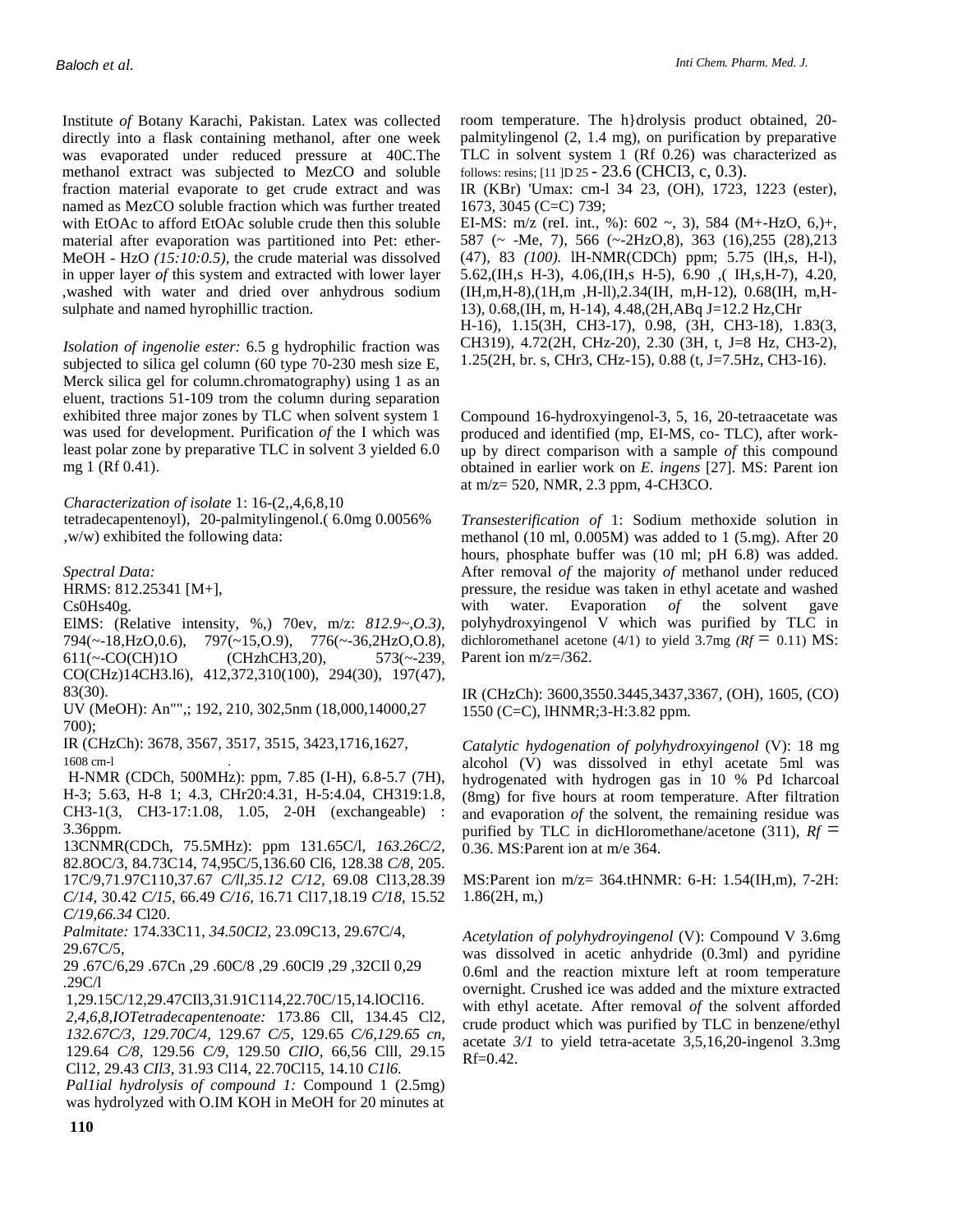Institute *of* Botany Karachi, Pakistan. Latex was collected directly into a flask containing methanol, after one week was evaporated under reduced pressure at 40C.The methanol extract was subjected to MezCO and soluble fraction material evaporate to get crude extract and was named as MezCO soluble fraction which was further treated with EtOAc to afford EtOAc soluble crude then this soluble material after evaporation was partitioned into Pet: ether-MeOH - HzO *(15:10:0.5),* the crude material was dissolved in upper layer *of* this system and extracted with lower layer ,washed with water and dried over anhydrous sodium sulphate and named hyrophillic traction.

*Isolation of ingenolie ester:* 6.5 g hydrophilic fraction was subjected to silica gel column (60 type 70-230 mesh size E, Merck silica gel for column.chromatography) using 1 as an eluent, tractions 51-109 trom the column during separation exhibited three major zones by TLC when solvent system 1 was used for development. Purification *of* the I which was least polar zone by preparative TLC in solvent 3 yielded 6.0 mg 1 (Rf 0.41).

*Characterization of isolate* 1: 16-(2,,4,6,8,10 tetradecapentenoyl), 20-palmitylingenol.( 6.0mg 0.0056% ,w/w) exhibited the following data:

*Spectral Data:*
HRMS: 812.25341 [M+],
Cs0Hs40g.
ElMS: (Relative intensity, %,) 70ev, m/z: *812.9~,O.3),* 794(~-18,HzO,0.6), 797(~15,O.9), 776(~-36,2HzO,O.8), 611(~-CO(CH)1O (CHzhCH3,20), 573(~-239, CO(CHz)14CH3.l6), 412,372,310(100), 294(30), 197(47), 83(30).
UV (MeOH): An"",; 192, 210, 302,5nm (18,000,14000,27 700);
IR (CHzCh): 3678, 3567, 3517, 3515, 3423,1716,1627, 1608 cm-l
H-NMR (CDCh, 500MHz): ppm, 7.85 (I-H), 6.8-5.7 (7H), H-3; 5.63, H-8 1; 4.3, CHr20:4.31, H-5:4.04, CH319:1.8, CH3-1(3, CH3-17:1.08, 1.05, 2-0H (exchangeable) : 3.36ppm.
13CNMR(CDCh, 75.5MHz): ppm 131.65C/l, *163.26C/2,* 82.8OC/3, 84.73C14, 74,95C/5,136.60 Cl6, 128.38 *C/8,* 205. 17C/9,71.97C110,37.67 *C/ll,35.12 C/12,* 69.08 Cl13,28.39 *C/14,* 30.42 *C/15,* 66.49 *C/16,* 16.71 Cl17,18.19 *C/18,* 15.52 *C/19,66.34* Cl20.
*Palmitate:* 174.33C11, *34.50CI2,* 23.09C13, 29.67C/4, 29.67C/5,
29 .67C/6,29 .67Cn ,29 .60C/8 ,29 .60Cl9 ,29 ,32CIl 0,29 .29C/l
1,29.15C/12,29.47CIl3,31.91C114,22.70C/15,14.lOCl16.
*2,4,6,8,IOTetradecapentenoate:* 173.86 Cll, 134.45 Cl2, *132.67C/3, 129.70C/4,* 129.67 *C/5,* 129.65 *C/6,129.65 cn,* 129.64 *C/8,* 129.56 *C/9,* 129.50 *CllO,* 66,56 Clll, 29.15 Cl12, 29.43 *CIl3,* 31.93 Cl14, 22.70Cl15, 14.10 *C1l6.*
*Pal1ial hydrolysis of compound 1:* Compound 1 (2.5mg) was hydrolyzed with O.IM KOH in MeOH for 20 minutes at room temperature. The h}drolysis product obtained, 20-palmitylingenol (2, 1.4 mg), on purification by preparative TLC in solvent system 1 (Rf 0.26) was characterized as follows: resins; [11 ]D 25 - 23.6 (CHCI3, c, 0.3).
IR (KBr) 'Umax: cm-l 34 23, (OH), 1723, 1223 (ester), 1673, 3045 (C=C) 739;
EI-MS: m/z (reI. int., %): 602 ~, 3), 584 (M+-HzO, 6,)+, 587 (~ -Me, 7), 566 (~-2HzO,8), 363 (16),255 (28),213 (47), 83 *(100).* lH-NMR(CDCh) ppm; 5.75 (lH,s, H-l), 5.62,(IH,s H-3), 4.06,(IH,s H-5), 6.90 ,( IH,s,H-7), 4.20, (IH,m,H-8),(1H,m ,H-ll),2.34(IH, m,H-12), 0.68(IH, m,H-13), 0.68,(IH, m, H-14), 4.48,(2H,ABq J=12.2 Hz,CHr H-16), 1.15(3H, CH3-17), 0.98, (3H, CH3-18), 1.83(3, CH319), 4.72(2H, CHz-20), 2.30 (3H, t, J=8 Hz, CH3-2), 1.25(2H, br. s, CHr3, CHz-15), 0.88 (t, J=7.5Hz, CH3-16).

Compound 16-hydroxyingenol-3, 5, 16, 20-tetraacetate was produced and identified (mp, EI-MS, co- TLC), after work-up by direct comparison with a sample *of* this compound obtained in earlier work on *E. ingens* [27]. MS: Parent ion at m/z= 520, NMR, 2.3 ppm, 4-CH3CO.

*Transesterification of* 1: Sodium methoxide solution in methanol (10 ml, 0.005M) was added to 1 (5.mg). After 20 hours, phosphate buffer was (10 ml; pH 6.8) was added. After removal *of* the majority *of* methanol under reduced pressure, the residue was taken in ethyl acetate and washed with water. Evaporation *of* the solvent gave polyhydroxyingenol V which was purified by TLC in dichloromethanel acetone (4/1) to yield 3.7mg *(Rf* = 0.11) MS: Parent ion m/z=/362.

IR (CHzCh): 3600,3550.3445,3437,3367, (OH), 1605, (CO) 1550 (C=C), lHNMR;3-H:3.82 ppm.

*Catalytic hydogenation of polyhydroxyingenol* (V): 18 mg alcohol (V) was dissolved in ethyl acetate 5ml was hydrogenated with hydrogen gas in 10 % Pd Icharcoal (8mg) for five hours at room temperature. After filtration and evaporation *of* the solvent, the remaining residue was purified by TLC in dicHloromethane/acetone (311), *Rf* = 0.36. MS:Parent ion at m/e 364.

MS:Parent ion m/z= 364.tHNMR: 6-H: 1.54(IH,m), 7-2H: 1.86(2H, m,)

*Acetylation of polyhydroyingenol* (V): Compound V 3.6mg was dissolved in acetic anhydride (0.3ml) and pyridine 0.6ml and the reaction mixture left at room temperature overnight. Crushed ice was added and the mixture extracted with ethyl acetate. After removal *of* the solvent afforded crude product which was purified by TLC in benzene/ethyl acetate *3/1* to yield tetra-acetate 3,5,16,20-ingenol 3.3mg Rf=0.42.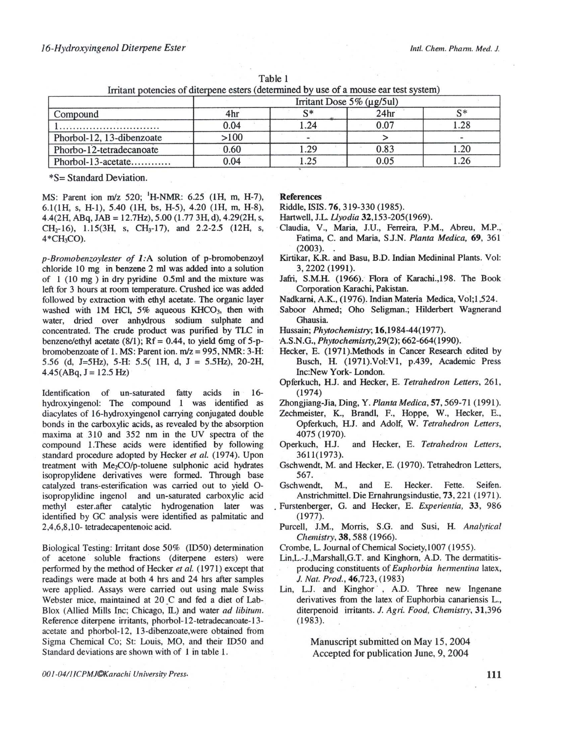Table 1

Irritant potencies of diterpene esters (determined by use of a mouse ear test system)

| Compound | Irritant Dose 5% (μg/5ul) | | | |
|---|---|---|---|---|
| | 4hr | S* | 24hr | S* |
| 1............................. | 0.04 | 1.24 | 0.07 | 1.28 |
| Phorbol-12, 13-dibenzoate | >100 | - | > | - |
| Phorbo-12-tetradecanoate | 0.60 | 1.29 | 0.83 | 1.20 |
| Phorbol-13-acetate............ | 0.04 | 1.25 | 0.05 | 1.26 |

*S= Standard Deviation.

MS: Parent ion m/z 520; $^1$H-NMR: 6.25 (1H, m, H-7), 6.1(1H, s, H-1), 5.40 (1H, bs, H-5), 4.20 (1H, m, H-8), 4.4(2H, ABq, JAB = 12.7Hz), 5.00 (1.77 3H, d), 4.29(2H, s, $CH_2$-16), 1.15(3H, s, $CH_3$-17), and 2.2-2.5 (12H, s, 4*$CH_3$CO).

*p-Bromobenzoylester of 1:* A solution of p-bromobenzoyl chloride 10 mg in benzene 2 ml was added into a solution of 1 (10 mg ) in dry pyridine 0.5ml and the mixture was left for 3 hours at room temperature. Crushed ice was added followed by extraction with ethyl acetate. The organic layer washed with 1M HCl, 5% aqueous $KHCO_3$, then with water, dried over anhydrous sodium sulphate and concentrated. The crude product was purified by TLC in benzene/ethyl acetate (8/1); Rf = 0.44, to yield 6mg of 5-p-bromobenzoate of 1. MS: Parent ion. m/z = 995, NMR: 3-H: 5.56 (d, J=5Hz), 5-H: 5.5( 1H, d, J = 5.5Hz), 20-2H, 4.45(ABq, J = 12.5 Hz)

Identification of un-saturated fatty acids in 16-hydroxyingenol: The compound 1 was identified as diacylates of 16-hydroxyingenol carrying conjugated double bonds in the carboxylic acids, as revealed by the absorption maxima at 310 and 352 nm in the UV spectra of the compound 1.These acids were identified by following standard procedure adopted by Hecker *et al.* (1974). Upon treatment with $Me_2CO$/p-toluene sulphonic acid hydrates isopropylidene derivatives were formed. Through base catalyzed trans-esterification was carried out to yield O-isopropylidine ingenol and un-saturated carboxylic acid methyl ester.after catalytic hydrogenation later was identified by GC analysis were identified as palmitatic and 2,4,6,8,10- tetradecapentenoic acid.

Biological Testing: Irritant dose 50% (ID50) determination of acetone soluble fractions (diterpene esters) were performed by the method of Hecker *et al.* (1971) except that readings were made at both 4 hrs and 24 hrs after samples were applied. Assays were carried out using male Swiss Webster mice, maintained at 20 C and fed a diet of Lab-Blox (Allied Mills Inc; Chicago, IL) and water *ad libitum*. Reference diterpene irritants, phorbol-12-tetradecanoate-13-acetate and phorbol-12, 13-dibenzoate,were obtained from Sigma Chemical Co; St: Louis, MO, and their ID50 and Standard deviations are shown with of 1 in table 1.

**References**

Riddle, ISIS. **76**, 319-330 (1985).

Hartwell, J.L. *Llyodia* **32**,153-205(1969).

Claudia, V., Maria, J.U., Ferreira, P.M., Abreu, M.P., Fatima, C. and Maria, S.J.N. *Planta Medica,* **69**, 361 (2003).

Kirtikar, K.R. and Basu, B.D. Indian Medininal Plants. Vol: 3, 2202 (1991).

Jafri, S.M.H. (1966). Flora of Karachi.,198. The Book Corporation Karachi, Pakistan.

Nadkarni, A.K., (1976). Indian Materia Medica, Vol;1,524.

Saboor Ahmed; Oho Seligman.; Hilderbert Wagnerand Ghausia.

Hussain; *Phytochemistry*; **16**,1984-44(1977).

A.S.N.G., *Phytochemisrty*,29(2); 662-664(1990).

Hecker, E. (1971).Methods in Cancer Research edited by Busch, H. (1971).Vol:V1, p.439, Academic Press Inc:New York- London.

Opferkuch, H.J. and Hecker, E. *Tetrahedron Letters*, 261, (1974)

Zhongjiang-Jia, Ding, Y. *Planta Medica*, **57**, 569-71 (1991).

Zechmeister, K., Brandl, F., Hoppe, W., Hecker, E., Opferkuch, H.J. and Adolf, W. *Tetrahedron Letters*, 4075 (1970).

Operkuch, H.J. and Hecker, E. *Tetrahedron Letters*, 3611(1973).

Gschwendt, M. and Hecker, E. (1970). Tetrahedron Letters, 567.

Gschwendt, M., and E. Hecker. Fette. Seifen. Anstrichmittel. Die Ernahrungsindustie, **73**, 221 (1971).

Furstenberger, G. and Hecker, E. *Experientia,* **33**, 986 (1977).

Purcell, J.M., Morris, S.G. and Susi, H. *Analytical Chemistry*, **38**, 588 (1966).

Crombe, L. Journal of Chemical Society,1007 (1955).

Lin,L.-J.,Marshall,G.T. and Kinghorn, A.D. The dermatitis-producing constituents of *Euphorbia hermentina* latex, *J. Nat. Prod.*, **46**,723, (1983)

Lin, L.J. and Kinghor , A.D. Three new Ingenane derivatives from the latex of Euphorbia canariensis L., diterpenoid irritants. *J. Agri. Food, Chemistry*, **31**,396 (1983).

Manuscript submitted on May 15, 2004
Accepted for publication June, 9, 2004